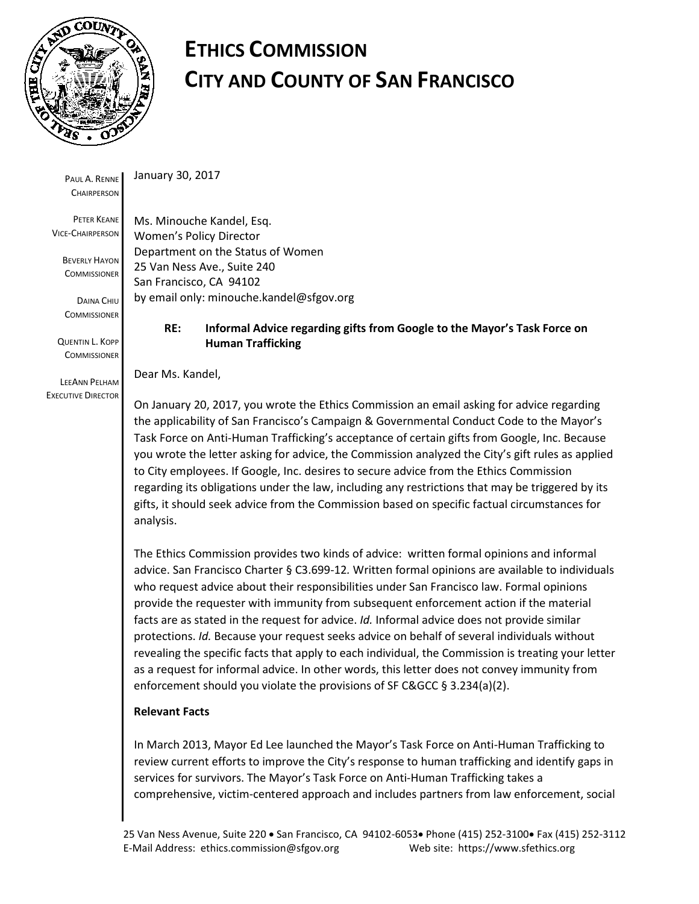# ETHICS COMMISSION
# CITY AND COUNTY OF SAN FRANCISCO

PAUL A. RENNE
CHAIRPERSON

PETER KEANE
VICE-CHAIRPERSON

BEVERLY HAYON
COMMISSIONER

DAINA CHIU
COMMISSIONER

QUENTIN L. KOPP
COMMISSIONER

LEEANN PELHAM
EXECUTIVE DIRECTOR

January 30, 2017

Ms. Minouche Kandel, Esq.
Women's Policy Director
Department on the Status of Women
25 Van Ness Ave., Suite 240
San Francisco, CA 94102
by email only: minouche.kandel@sfgov.org

**RE: Informal Advice regarding gifts from Google to the Mayor's Task Force on Human Trafficking**

Dear Ms. Kandel,

On January 20, 2017, you wrote the Ethics Commission an email asking for advice regarding the applicability of San Francisco's Campaign & Governmental Conduct Code to the Mayor's Task Force on Anti-Human Trafficking's acceptance of certain gifts from Google, Inc. Because you wrote the letter asking for advice, the Commission analyzed the City's gift rules as applied to City employees. If Google, Inc. desires to secure advice from the Ethics Commission regarding its obligations under the law, including any restrictions that may be triggered by its gifts, it should seek advice from the Commission based on specific factual circumstances for analysis.

The Ethics Commission provides two kinds of advice: written formal opinions and informal advice. San Francisco Charter § C3.699-12. Written formal opinions are available to individuals who request advice about their responsibilities under San Francisco law. Formal opinions provide the requester with immunity from subsequent enforcement action if the material facts are as stated in the request for advice. *Id.* Informal advice does not provide similar protections. *Id.* Because your request seeks advice on behalf of several individuals without revealing the specific facts that apply to each individual, the Commission is treating your letter as a request for informal advice. In other words, this letter does not convey immunity from enforcement should you violate the provisions of SF C&GCC § 3.234(a)(2).

**Relevant Facts**

In March 2013, Mayor Ed Lee launched the Mayor's Task Force on Anti-Human Trafficking to review current efforts to improve the City's response to human trafficking and identify gaps in services for survivors. The Mayor's Task Force on Anti-Human Trafficking takes a comprehensive, victim-centered approach and includes partners from law enforcement, social

25 Van Ness Avenue, Suite 220 • San Francisco, CA 94102-6053 • Phone (415) 252-3100 • Fax (415) 252-3112
E-Mail Address: ethics.commission@sfgov.org Web site: https://www.sfethics.org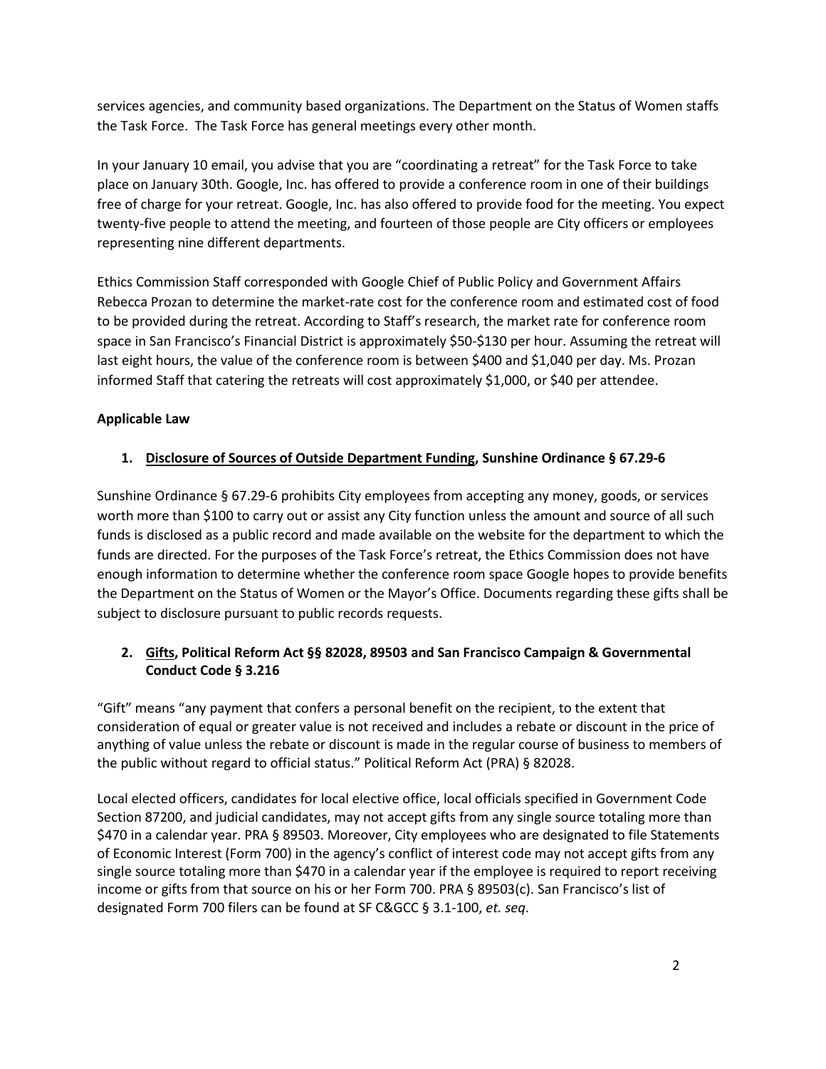services agencies, and community based organizations. The Department on the Status of Women staffs the Task Force. The Task Force has general meetings every other month.

In your January 10 email, you advise that you are "coordinating a retreat" for the Task Force to take place on January 30th. Google, Inc. has offered to provide a conference room in one of their buildings free of charge for your retreat. Google, Inc. has also offered to provide food for the meeting. You expect twenty-five people to attend the meeting, and fourteen of those people are City officers or employees representing nine different departments.

Ethics Commission Staff corresponded with Google Chief of Public Policy and Government Affairs Rebecca Prozan to determine the market-rate cost for the conference room and estimated cost of food to be provided during the retreat. According to Staff's research, the market rate for conference room space in San Francisco's Financial District is approximately $50-$130 per hour. Assuming the retreat will last eight hours, the value of the conference room is between $400 and $1,040 per day. Ms. Prozan informed Staff that catering the retreats will cost approximately $1,000, or $40 per attendee.

**Applicable Law**

1. **Disclosure of Sources of Outside Department Funding, Sunshine Ordinance § 67.29-6**

Sunshine Ordinance § 67.29-6 prohibits City employees from accepting any money, goods, or services worth more than $100 to carry out or assist any City function unless the amount and source of all such funds is disclosed as a public record and made available on the website for the department to which the funds are directed. For the purposes of the Task Force's retreat, the Ethics Commission does not have enough information to determine whether the conference room space Google hopes to provide benefits the Department on the Status of Women or the Mayor's Office. Documents regarding these gifts shall be subject to disclosure pursuant to public records requests.

2. **Gifts, Political Reform Act §§ 82028, 89503 and San Francisco Campaign & Governmental Conduct Code § 3.216**

"Gift" means "any payment that confers a personal benefit on the recipient, to the extent that consideration of equal or greater value is not received and includes a rebate or discount in the price of anything of value unless the rebate or discount is made in the regular course of business to members of the public without regard to official status." Political Reform Act (PRA) § 82028.

Local elected officers, candidates for local elective office, local officials specified in Government Code Section 87200, and judicial candidates, may not accept gifts from any single source totaling more than $470 in a calendar year. PRA § 89503. Moreover, City employees who are designated to file Statements of Economic Interest (Form 700) in the agency's conflict of interest code may not accept gifts from any single source totaling more than $470 in a calendar year if the employee is required to report receiving income or gifts from that source on his or her Form 700. PRA § 89503(c). San Francisco's list of designated Form 700 filers can be found at SF C&GCC § 3.1-100, *et. seq*.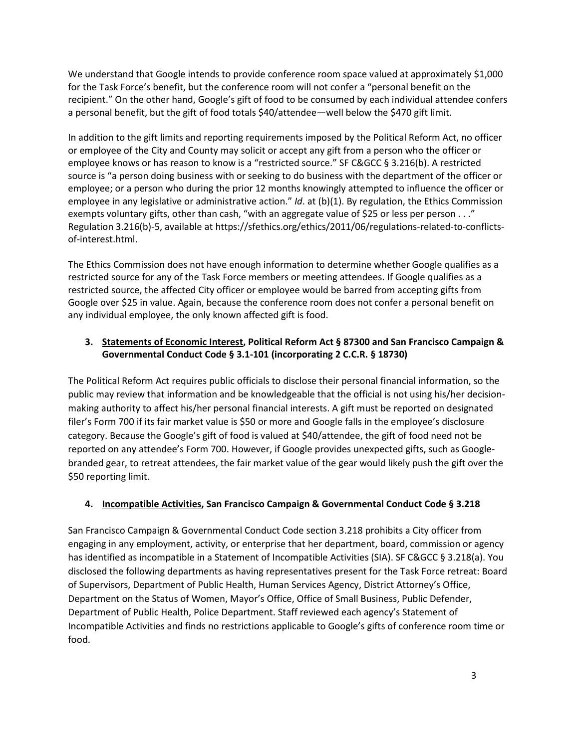We understand that Google intends to provide conference room space valued at approximately $1,000 for the Task Force's benefit, but the conference room will not confer a "personal benefit on the recipient." On the other hand, Google's gift of food to be consumed by each individual attendee confers a personal benefit, but the gift of food totals $40/attendee—well below the $470 gift limit.

In addition to the gift limits and reporting requirements imposed by the Political Reform Act, no officer or employee of the City and County may solicit or accept any gift from a person who the officer or employee knows or has reason to know is a "restricted source." SF C&GCC § 3.216(b). A restricted source is "a person doing business with or seeking to do business with the department of the officer or employee; or a person who during the prior 12 months knowingly attempted to influence the officer or employee in any legislative or administrative action." *Id*. at (b)(1). By regulation, the Ethics Commission exempts voluntary gifts, other than cash, "with an aggregate value of $25 or less per person . . ." Regulation 3.216(b)-5, available at https://sfethics.org/ethics/2011/06/regulations-related-to-conflicts-of-interest.html.

The Ethics Commission does not have enough information to determine whether Google qualifies as a restricted source for any of the Task Force members or meeting attendees. If Google qualifies as a restricted source, the affected City officer or employee would be barred from accepting gifts from Google over $25 in value. Again, because the conference room does not confer a personal benefit on any individual employee, the only known affected gift is food.

### 3. <u>Statements of Economic Interest</u>, Political Reform Act § 87300 and San Francisco Campaign & Governmental Conduct Code § 3.1-101 (incorporating 2 C.C.R. § 18730)

The Political Reform Act requires public officials to disclose their personal financial information, so the public may review that information and be knowledgeable that the official is not using his/her decision-making authority to affect his/her personal financial interests. A gift must be reported on designated filer's Form 700 if its fair market value is $50 or more and Google falls in the employee's disclosure category. Because the Google's gift of food is valued at $40/attendee, the gift of food need not be reported on any attendee's Form 700. However, if Google provides unexpected gifts, such as Google-branded gear, to retreat attendees, the fair market value of the gear would likely push the gift over the $50 reporting limit.

### 4. <u>Incompatible Activities</u>, San Francisco Campaign & Governmental Conduct Code § 3.218

San Francisco Campaign & Governmental Conduct Code section 3.218 prohibits a City officer from engaging in any employment, activity, or enterprise that her department, board, commission or agency has identified as incompatible in a Statement of Incompatible Activities (SIA). SF C&GCC § 3.218(a). You disclosed the following departments as having representatives present for the Task Force retreat: Board of Supervisors, Department of Public Health, Human Services Agency, District Attorney's Office, Department on the Status of Women, Mayor's Office, Office of Small Business, Public Defender, Department of Public Health, Police Department. Staff reviewed each agency's Statement of Incompatible Activities and finds no restrictions applicable to Google's gifts of conference room time or food.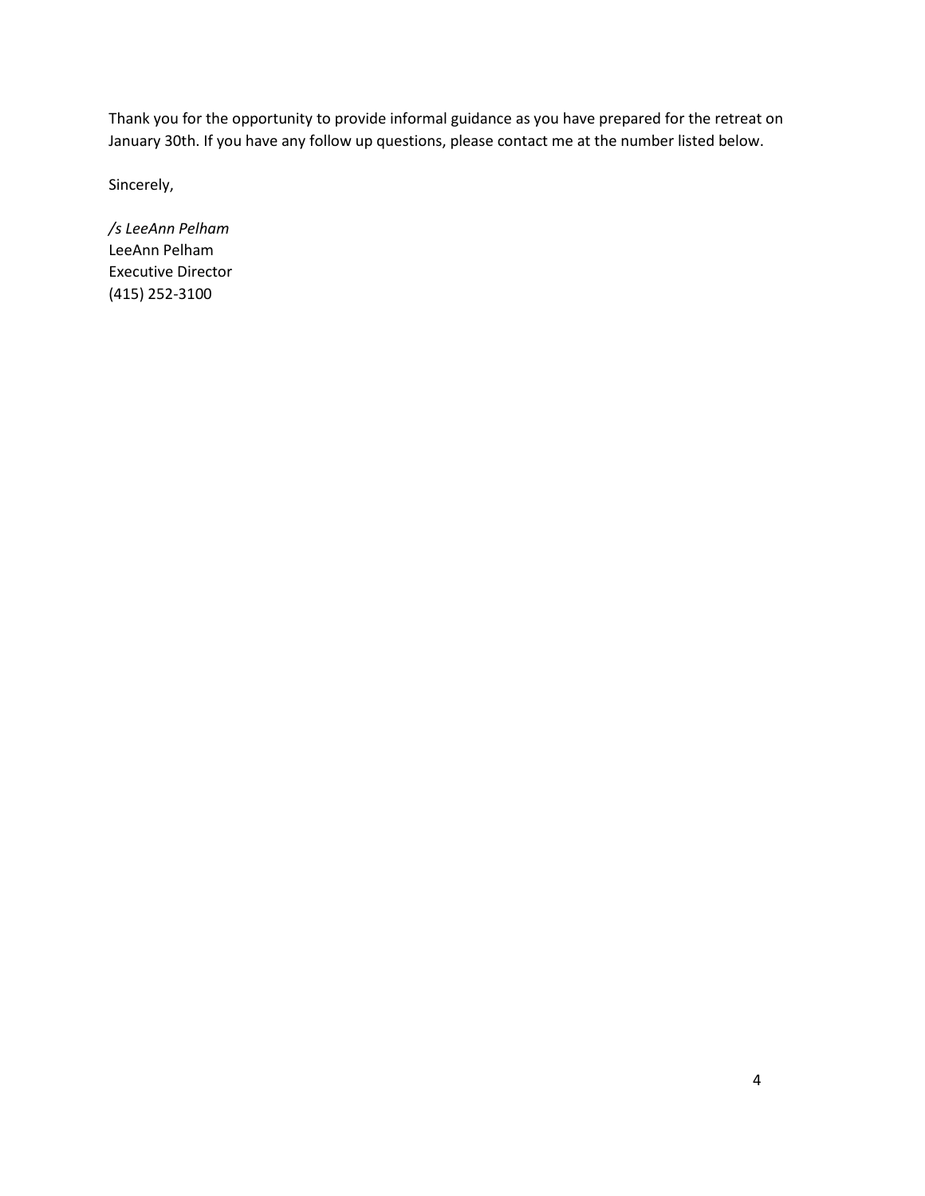Thank you for the opportunity to provide informal guidance as you have prepared for the retreat on January 30th. If you have any follow up questions, please contact me at the number listed below.

Sincerely,

*/s LeeAnn Pelham*
LeeAnn Pelham
Executive Director
(415) 252-3100